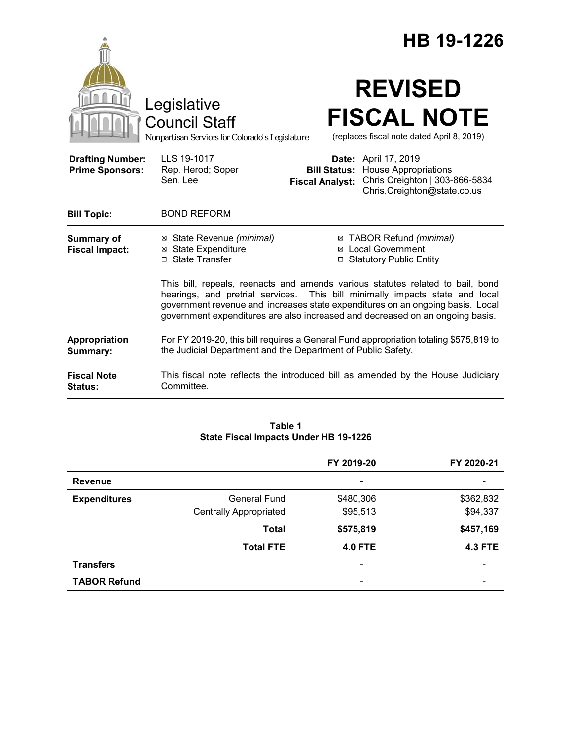# HB 19-1226

Legislative Council Staff

*Nonpartisan Services for Colorado's Legislature*

# REVISED FISCAL NOTE

(replaces fiscal note dated April 8, 2019)

| | | | |
|---|---|---|---|
| **Drafting Number:** | LLS 19-1017 | **Date:** | April 17, 2019 |
| **Prime Sponsors:** | Rep. Herod; Soper<br>Sen. Lee | **Bill Status:** | House Appropriations |
| | | **Fiscal Analyst:** | Chris Creighton \| 303-866-5834<br>Chris.Creighton@state.co.us |

| | |
|---|---|
| **Bill Topic:** | BOND REFORM |

**Summary of Fiscal Impact:**

- ☒ State Revenue *(minimal)*
- ☒ State Expenditure
- ☐ State Transfer
- ☒ TABOR Refund *(minimal)*
- ☒ Local Government
- ☐ Statutory Public Entity

This bill, repeals, reenacts and amends various statutes related to bail, bond hearings, and pretrial services. This bill minimally impacts state and local government revenue and increases state expenditures on an ongoing basis. Local government expenditures are also increased and decreased on an ongoing basis.

**Appropriation Summary:** For FY 2019-20, this bill requires a General Fund appropriation totaling $575,819 to the Judicial Department and the Department of Public Safety.

**Fiscal Note Status:** This fiscal note reflects the introduced bill as amended by the House Judiciary Committee.

**Table 1**
**State Fiscal Impacts Under HB 19-1226**

| | | FY 2019-20 | FY 2020-21 |
|---|---|---|---|
| **Revenue** | | - | - |
| **Expenditures** | General Fund | $480,306 | $362,832 |
| | Centrally Appropriated | $95,513 | $94,337 |
| | **Total** | **$575,819** | **$457,169** |
| | **Total FTE** | **4.0 FTE** | **4.3 FTE** |
| **Transfers** | | - | - |
| **TABOR Refund** | | - | - |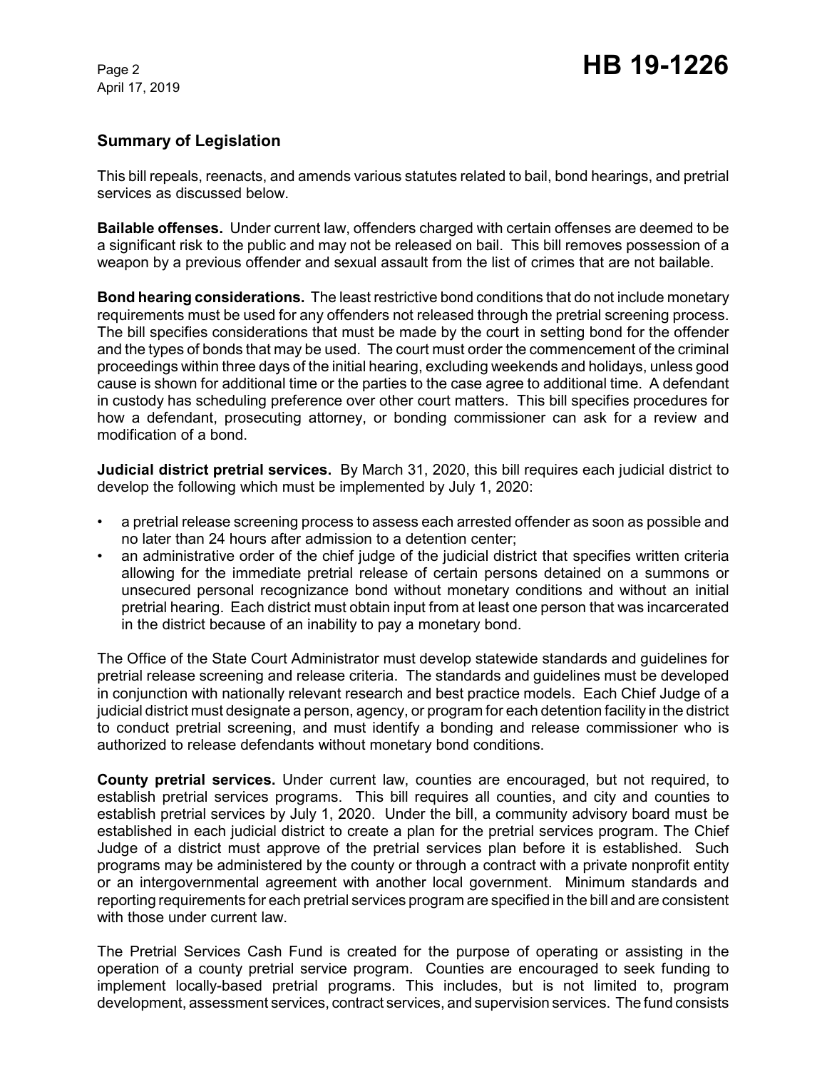## Summary of Legislation

This bill repeals, reenacts, and amends various statutes related to bail, bond hearings, and pretrial services as discussed below.

**Bailable offenses.** Under current law, offenders charged with certain offenses are deemed to be a significant risk to the public and may not be released on bail. This bill removes possession of a weapon by a previous offender and sexual assault from the list of crimes that are not bailable.

**Bond hearing considerations.** The least restrictive bond conditions that do not include monetary requirements must be used for any offenders not released through the pretrial screening process. The bill specifies considerations that must be made by the court in setting bond for the offender and the types of bonds that may be used. The court must order the commencement of the criminal proceedings within three days of the initial hearing, excluding weekends and holidays, unless good cause is shown for additional time or the parties to the case agree to additional time. A defendant in custody has scheduling preference over other court matters. This bill specifies procedures for how a defendant, prosecuting attorney, or bonding commissioner can ask for a review and modification of a bond.

**Judicial district pretrial services.** By March 31, 2020, this bill requires each judicial district to develop the following which must be implemented by July 1, 2020:

- a pretrial release screening process to assess each arrested offender as soon as possible and no later than 24 hours after admission to a detention center;
- an administrative order of the chief judge of the judicial district that specifies written criteria allowing for the immediate pretrial release of certain persons detained on a summons or unsecured personal recognizance bond without monetary conditions and without an initial pretrial hearing. Each district must obtain input from at least one person that was incarcerated in the district because of an inability to pay a monetary bond.

The Office of the State Court Administrator must develop statewide standards and guidelines for pretrial release screening and release criteria. The standards and guidelines must be developed in conjunction with nationally relevant research and best practice models. Each Chief Judge of a judicial district must designate a person, agency, or program for each detention facility in the district to conduct pretrial screening, and must identify a bonding and release commissioner who is authorized to release defendants without monetary bond conditions.

**County pretrial services.** Under current law, counties are encouraged, but not required, to establish pretrial services programs. This bill requires all counties, and city and counties to establish pretrial services by July 1, 2020. Under the bill, a community advisory board must be established in each judicial district to create a plan for the pretrial services program. The Chief Judge of a district must approve of the pretrial services plan before it is established. Such programs may be administered by the county or through a contract with a private nonprofit entity or an intergovernmental agreement with another local government. Minimum standards and reporting requirements for each pretrial services program are specified in the bill and are consistent with those under current law.

The Pretrial Services Cash Fund is created for the purpose of operating or assisting in the operation of a county pretrial service program. Counties are encouraged to seek funding to implement locally-based pretrial programs. This includes, but is not limited to, program development, assessment services, contract services, and supervision services. The fund consists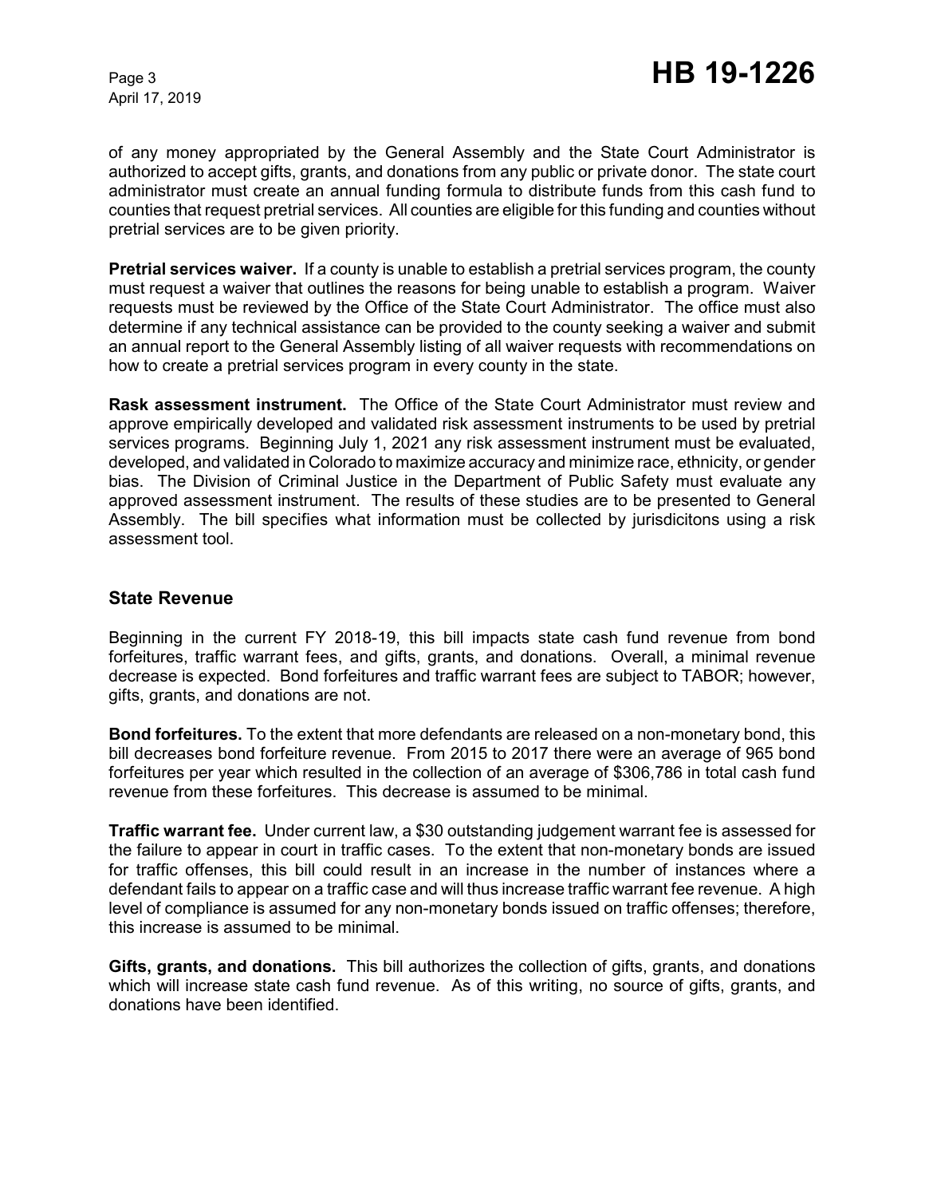of any money appropriated by the General Assembly and the State Court Administrator is authorized to accept gifts, grants, and donations from any public or private donor. The state court administrator must create an annual funding formula to distribute funds from this cash fund to counties that request pretrial services. All counties are eligible for this funding and counties without pretrial services are to be given priority.

**Pretrial services waiver.** If a county is unable to establish a pretrial services program, the county must request a waiver that outlines the reasons for being unable to establish a program. Waiver requests must be reviewed by the Office of the State Court Administrator. The office must also determine if any technical assistance can be provided to the county seeking a waiver and submit an annual report to the General Assembly listing of all waiver requests with recommendations on how to create a pretrial services program in every county in the state.

**Rask assessment instrument.** The Office of the State Court Administrator must review and approve empirically developed and validated risk assessment instruments to be used by pretrial services programs. Beginning July 1, 2021 any risk assessment instrument must be evaluated, developed, and validated in Colorado to maximize accuracy and minimize race, ethnicity, or gender bias. The Division of Criminal Justice in the Department of Public Safety must evaluate any approved assessment instrument. The results of these studies are to be presented to General Assembly. The bill specifies what information must be collected by jurisdicitons using a risk assessment tool.

## State Revenue

Beginning in the current FY 2018-19, this bill impacts state cash fund revenue from bond forfeitures, traffic warrant fees, and gifts, grants, and donations. Overall, a minimal revenue decrease is expected. Bond forfeitures and traffic warrant fees are subject to TABOR; however, gifts, grants, and donations are not.

**Bond forfeitures.** To the extent that more defendants are released on a non-monetary bond, this bill decreases bond forfeiture revenue. From 2015 to 2017 there were an average of 965 bond forfeitures per year which resulted in the collection of an average of $306,786 in total cash fund revenue from these forfeitures. This decrease is assumed to be minimal.

**Traffic warrant fee.** Under current law, a $30 outstanding judgement warrant fee is assessed for the failure to appear in court in traffic cases. To the extent that non-monetary bonds are issued for traffic offenses, this bill could result in an increase in the number of instances where a defendant fails to appear on a traffic case and will thus increase traffic warrant fee revenue. A high level of compliance is assumed for any non-monetary bonds issued on traffic offenses; therefore, this increase is assumed to be minimal.

**Gifts, grants, and donations.** This bill authorizes the collection of gifts, grants, and donations which will increase state cash fund revenue. As of this writing, no source of gifts, grants, and donations have been identified.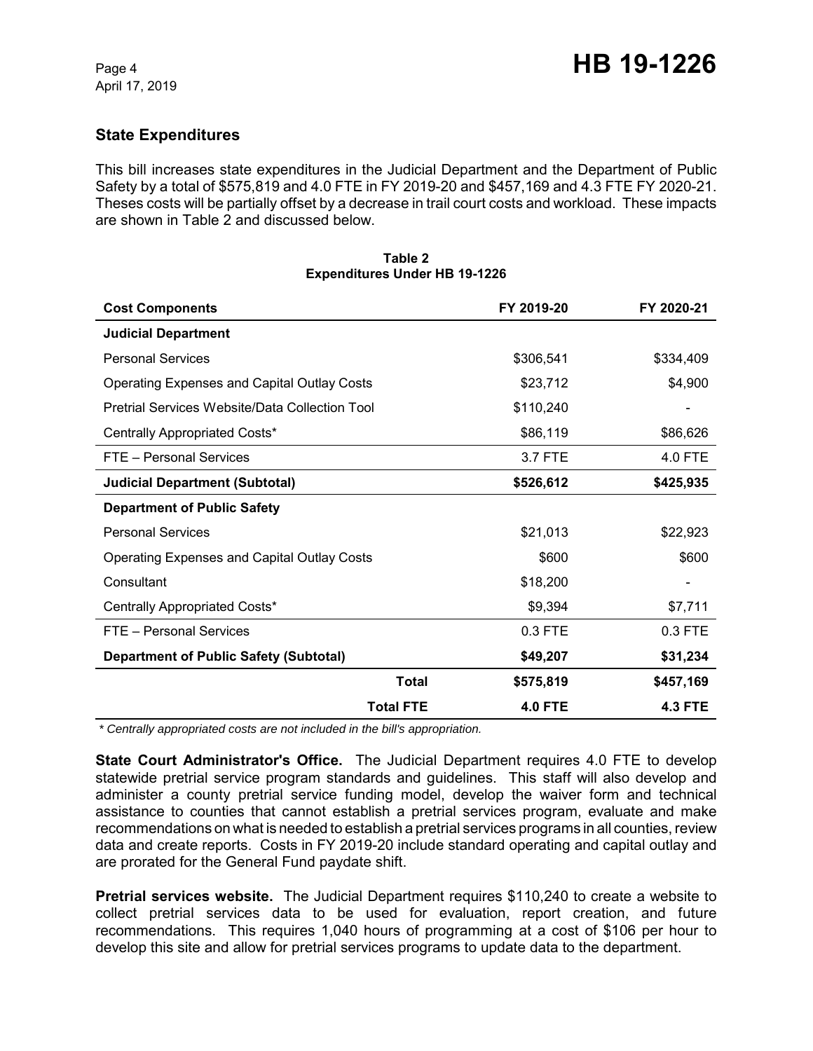## State Expenditures

This bill increases state expenditures in the Judicial Department and the Department of Public Safety by a total of $575,819 and 4.0 FTE in FY 2019-20 and $457,169 and 4.3 FTE FY 2020-21. Theses costs will be partially offset by a decrease in trail court costs and workload. These impacts are shown in Table 2 and discussed below.

**Table 2**
**Expenditures Under HB 19-1226**

| Cost Components | FY 2019-20 | FY 2020-21 |
|---|---|---|
| **Judicial Department** | | |
| Personal Services | $306,541 | $334,409 |
| Operating Expenses and Capital Outlay Costs | $23,712 | $4,900 |
| Pretrial Services Website/Data Collection Tool | $110,240 | - |
| Centrally Appropriated Costs* | $86,119 | $86,626 |
| FTE – Personal Services | 3.7 FTE | 4.0 FTE |
| **Judicial Department (Subtotal)** | **$526,612** | **$425,935** |
| **Department of Public Safety** | | |
| Personal Services | $21,013 | $22,923 |
| Operating Expenses and Capital Outlay Costs | $600 | $600 |
| Consultant | $18,200 | - |
| Centrally Appropriated Costs* | $9,394 | $7,711 |
| FTE – Personal Services | 0.3 FTE | 0.3 FTE |
| **Department of Public Safety (Subtotal)** | **$49,207** | **$31,234** |
| **Total** | **$575,819** | **$457,169** |
| **Total FTE** | **4.0 FTE** | **4.3 FTE** |

*\* Centrally appropriated costs are not included in the bill's appropriation.*

**State Court Administrator's Office.** The Judicial Department requires 4.0 FTE to develop statewide pretrial service program standards and guidelines. This staff will also develop and administer a county pretrial service funding model, develop the waiver form and technical assistance to counties that cannot establish a pretrial services program, evaluate and make recommendations on what is needed to establish a pretrial services programs in all counties, review data and create reports. Costs in FY 2019-20 include standard operating and capital outlay and are prorated for the General Fund paydate shift.

**Pretrial services website.** The Judicial Department requires $110,240 to create a website to collect pretrial services data to be used for evaluation, report creation, and future recommendations. This requires 1,040 hours of programming at a cost of $106 per hour to develop this site and allow for pretrial services programs to update data to the department.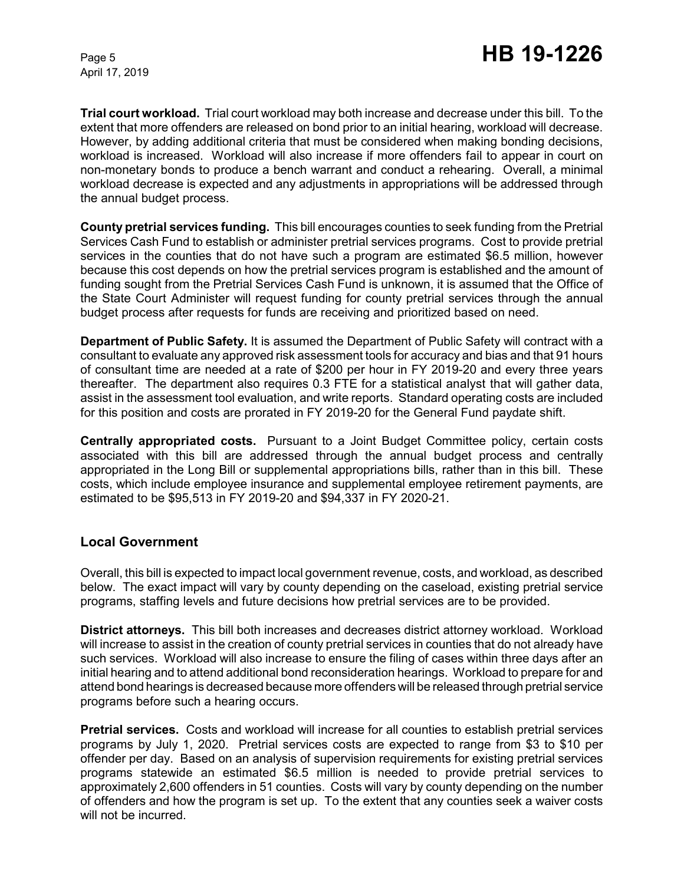**Trial court workload.** Trial court workload may both increase and decrease under this bill. To the extent that more offenders are released on bond prior to an initial hearing, workload will decrease. However, by adding additional criteria that must be considered when making bonding decisions, workload is increased. Workload will also increase if more offenders fail to appear in court on non-monetary bonds to produce a bench warrant and conduct a rehearing. Overall, a minimal workload decrease is expected and any adjustments in appropriations will be addressed through the annual budget process.

**County pretrial services funding.** This bill encourages counties to seek funding from the Pretrial Services Cash Fund to establish or administer pretrial services programs. Cost to provide pretrial services in the counties that do not have such a program are estimated $6.5 million, however because this cost depends on how the pretrial services program is established and the amount of funding sought from the Pretrial Services Cash Fund is unknown, it is assumed that the Office of the State Court Administer will request funding for county pretrial services through the annual budget process after requests for funds are receiving and prioritized based on need.

**Department of Public Safety.** It is assumed the Department of Public Safety will contract with a consultant to evaluate any approved risk assessment tools for accuracy and bias and that 91 hours of consultant time are needed at a rate of $200 per hour in FY 2019-20 and every three years thereafter. The department also requires 0.3 FTE for a statistical analyst that will gather data, assist in the assessment tool evaluation, and write reports. Standard operating costs are included for this position and costs are prorated in FY 2019-20 for the General Fund paydate shift.

**Centrally appropriated costs.** Pursuant to a Joint Budget Committee policy, certain costs associated with this bill are addressed through the annual budget process and centrally appropriated in the Long Bill or supplemental appropriations bills, rather than in this bill. These costs, which include employee insurance and supplemental employee retirement payments, are estimated to be $95,513 in FY 2019-20 and $94,337 in FY 2020-21.

## Local Government

Overall, this bill is expected to impact local government revenue, costs, and workload, as described below. The exact impact will vary by county depending on the caseload, existing pretrial service programs, staffing levels and future decisions how pretrial services are to be provided.

**District attorneys.** This bill both increases and decreases district attorney workload. Workload will increase to assist in the creation of county pretrial services in counties that do not already have such services. Workload will also increase to ensure the filing of cases within three days after an initial hearing and to attend additional bond reconsideration hearings. Workload to prepare for and attend bond hearings is decreased because more offenders will be released through pretrial service programs before such a hearing occurs.

**Pretrial services.** Costs and workload will increase for all counties to establish pretrial services programs by July 1, 2020. Pretrial services costs are expected to range from $3 to $10 per offender per day. Based on an analysis of supervision requirements for existing pretrial services programs statewide an estimated $6.5 million is needed to provide pretrial services to approximately 2,600 offenders in 51 counties. Costs will vary by county depending on the number of offenders and how the program is set up. To the extent that any counties seek a waiver costs will not be incurred.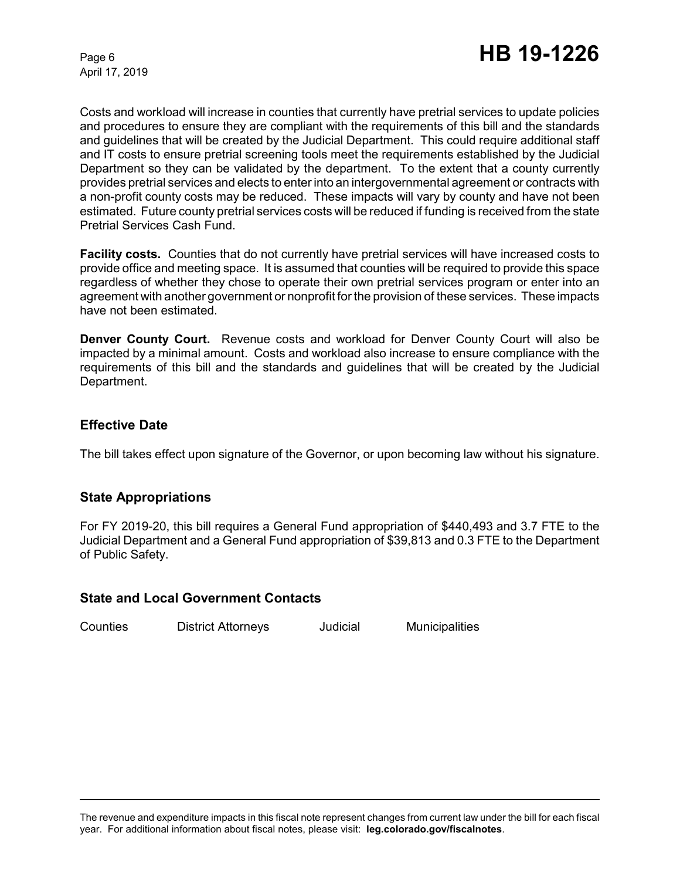Costs and workload will increase in counties that currently have pretrial services to update policies and procedures to ensure they are compliant with the requirements of this bill and the standards and guidelines that will be created by the Judicial Department. This could require additional staff and IT costs to ensure pretrial screening tools meet the requirements established by the Judicial Department so they can be validated by the department. To the extent that a county currently provides pretrial services and elects to enter into an intergovernmental agreement or contracts with a non-profit county costs may be reduced. These impacts will vary by county and have not been estimated. Future county pretrial services costs will be reduced if funding is received from the state Pretrial Services Cash Fund.

**Facility costs.** Counties that do not currently have pretrial services will have increased costs to provide office and meeting space. It is assumed that counties will be required to provide this space regardless of whether they chose to operate their own pretrial services program or enter into an agreement with another government or nonprofit for the provision of these services. These impacts have not been estimated.

**Denver County Court.** Revenue costs and workload for Denver County Court will also be impacted by a minimal amount. Costs and workload also increase to ensure compliance with the requirements of this bill and the standards and guidelines that will be created by the Judicial Department.

## Effective Date

The bill takes effect upon signature of the Governor, or upon becoming law without his signature.

## State Appropriations

For FY 2019-20, this bill requires a General Fund appropriation of $440,493 and 3.7 FTE to the Judicial Department and a General Fund appropriation of $39,813 and 0.3 FTE to the Department of Public Safety.

## State and Local Government Contacts

Counties    District Attorneys    Judicial    Municipalities

The revenue and expenditure impacts in this fiscal note represent changes from current law under the bill for each fiscal year. For additional information about fiscal notes, please visit: **leg.colorado.gov/fiscalnotes**.